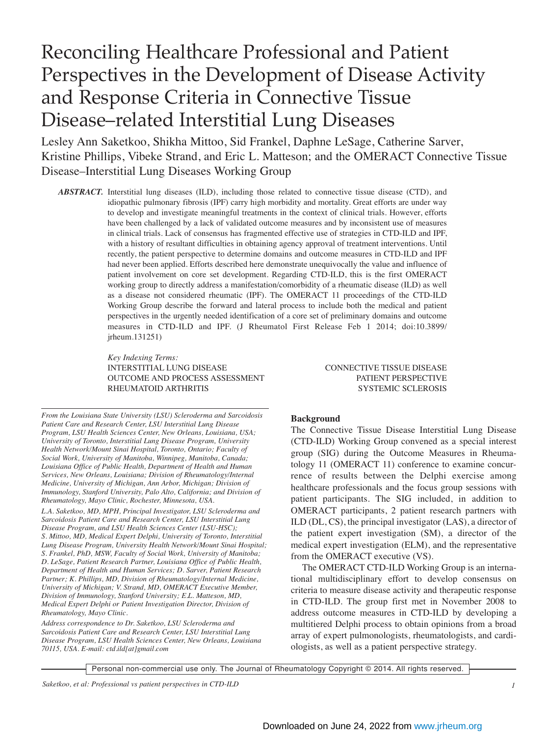# Reconciling Healthcare Professional and Patient Perspectives in the Development of Disease Activity and Response Criteria in Connective Tissue Disease–related Interstitial Lung Diseases

Lesley Ann Saketkoo, Shikha Mittoo, Sid Frankel, Daphne LeSage, Catherine Sarver, Kristine Phillips, Vibeke Strand, and Eric L. Matteson; and the OMERACT Connective Tissue Disease–Interstitial Lung Diseases Working Group

***ABSTRACT.*** Interstitial lung diseases (ILD), including those related to connective tissue disease (CTD), and idiopathic pulmonary fibrosis (IPF) carry high morbidity and mortality. Great efforts are under way to develop and investigate meaningful treatments in the context of clinical trials. However, efforts have been challenged by a lack of validated outcome measures and by inconsistent use of measures in clinical trials. Lack of consensus has fragmented effective use of strategies in CTD-ILD and IPF, with a history of resultant difficulties in obtaining agency approval of treatment interventions. Until recently, the patient perspective to determine domains and outcome measures in CTD-ILD and IPF had never been applied. Efforts described here demonstrate unequivocally the value and influence of patient involvement on core set development. Regarding CTD-ILD, this is the first OMERACT working group to directly address a manifestation/comorbidity of a rheumatic disease (ILD) as well as a disease not considered rheumatic (IPF). The OMERACT 11 proceedings of the CTD-ILD Working Group describe the forward and lateral process to include both the medical and patient perspectives in the urgently needed identification of a core set of preliminary domains and outcome measures in CTD-ILD and IPF. (J Rheumatol First Release Feb 1 2014; doi:10.3899/jrheum.131251)

*Key Indexing Terms:*
INTERSTITIAL LUNG DISEASE
CONNECTIVE TISSUE DISEASE
OUTCOME AND PROCESS ASSESSMENT
PATIENT PERSPECTIVE
RHEUMATOID ARTHRITIS
SYSTEMIC SCLEROSIS

*From the Louisiana State University (LSU) Scleroderma and Sarcoidosis Patient Care and Research Center, LSU Interstitial Lung Disease Program, LSU Health Sciences Center, New Orleans, Louisiana, USA; University of Toronto, Interstitial Lung Disease Program, University Health Network/Mount Sinai Hospital, Toronto, Ontario; Faculty of Social Work, University of Manitoba, Winnipeg, Manitoba, Canada; Louisiana Office of Public Health, Department of Health and Human Services, New Orleans, Louisiana; Division of Rheumatology/Internal Medicine, University of Michigan, Ann Arbor, Michigan; Division of Immunology, Stanford University, Palo Alto, California; and Division of Rheumatology, Mayo Clinic, Rochester, Minnesota, USA.*

*L.A. Saketkoo, MD, MPH, Principal Investigator, LSU Scleroderma and Sarcoidosis Patient Care and Research Center, LSU Interstitial Lung Disease Program, and LSU Health Sciences Center (LSU-HSC); S. Mittoo, MD, Medical Expert Delphi, University of Toronto, Interstitial Lung Disease Program, University Health Network/Mount Sinai Hospital; S. Frankel, PhD, MSW, Faculty of Social Work, University of Manitoba; D. LeSage, Patient Research Partner, Louisiana Office of Public Health, Department of Health and Human Services; D. Sarver, Patient Research Partner; K. Phillips, MD, Division of Rheumatology/Internal Medicine, University of Michigan; V. Strand, MD, OMERACT Executive Member, Division of Immunology, Stanford University; E.L. Matteson, MD, Medical Expert Delphi or Patient Investigation Director, Division of Rheumatology, Mayo Clinic.*

*Address correspondence to Dr. Saketkoo, LSU Scleroderma and Sarcoidosis Patient Care and Research Center, LSU Interstitial Lung Disease Program, LSU Health Sciences Center, New Orleans, Louisiana 70115, USA. E-mail: ctd.ild[at]gmail.com*

## Background

The Connective Tissue Disease Interstitial Lung Disease (CTD-ILD) Working Group convened as a special interest group (SIG) during the Outcome Measures in Rheumatology 11 (OMERACT 11) conference to examine concurrence of results between the Delphi exercise among healthcare professionals and the focus group sessions with patient participants. The SIG included, in addition to OMERACT participants, 2 patient research partners with ILD (DL, CS), the principal investigator (LAS), a director of the patient expert investigation (SM), a director of the medical expert investigation (ELM), and the representative from the OMERACT executive (VS).

The OMERACT CTD-ILD Working Group is an international multidisciplinary effort to develop consensus on criteria to measure disease activity and therapeutic response in CTD-ILD. The group first met in November 2008 to address outcome measures in CTD-ILD by developing a multitiered Delphi process to obtain opinions from a broad array of expert pulmonologists, rheumatologists, and cardiologists, as well as a patient perspective strategy.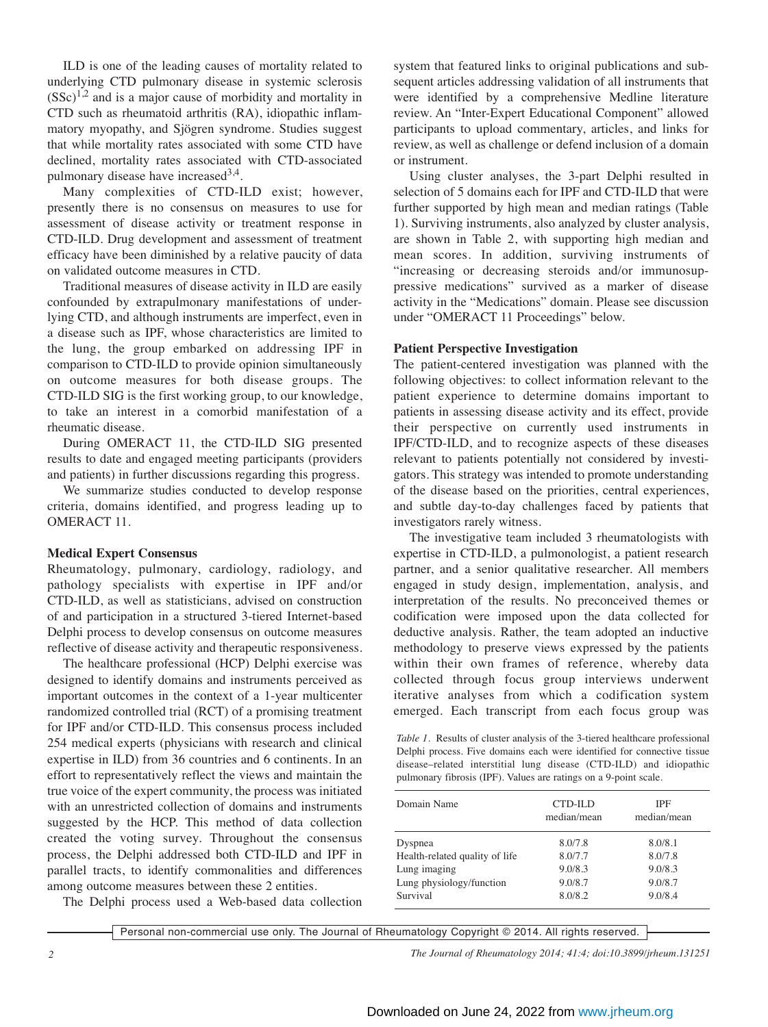ILD is one of the leading causes of mortality related to underlying CTD pulmonary disease in systemic sclerosis (SSc)[1,2] and is a major cause of morbidity and mortality in CTD such as rheumatoid arthritis (RA), idiopathic inflammatory myopathy, and Sjögren syndrome. Studies suggest that while mortality rates associated with some CTD have declined, mortality rates associated with CTD-associated pulmonary disease have increased[3,4].

Many complexities of CTD-ILD exist; however, presently there is no consensus on measures to use for assessment of disease activity or treatment response in CTD-ILD. Drug development and assessment of treatment efficacy have been diminished by a relative paucity of data on validated outcome measures in CTD.

Traditional measures of disease activity in ILD are easily confounded by extrapulmonary manifestations of underlying CTD, and although instruments are imperfect, even in a disease such as IPF, whose characteristics are limited to the lung, the group embarked on addressing IPF in comparison to CTD-ILD to provide opinion simultaneously on outcome measures for both disease groups. The CTD-ILD SIG is the first working group, to our knowledge, to take an interest in a comorbid manifestation of a rheumatic disease.

During OMERACT 11, the CTD-ILD SIG presented results to date and engaged meeting participants (providers and patients) in further discussions regarding this progress.

We summarize studies conducted to develop response criteria, domains identified, and progress leading up to OMERACT 11.

## Medical Expert Consensus

Rheumatology, pulmonary, cardiology, radiology, and pathology specialists with expertise in IPF and/or CTD-ILD, as well as statisticians, advised on construction of and participation in a structured 3-tiered Internet-based Delphi process to develop consensus on outcome measures reflective of disease activity and therapeutic responsiveness.

The healthcare professional (HCP) Delphi exercise was designed to identify domains and instruments perceived as important outcomes in the context of a 1-year multicenter randomized controlled trial (RCT) of a promising treatment for IPF and/or CTD-ILD. This consensus process included 254 medical experts (physicians with research and clinical expertise in ILD) from 36 countries and 6 continents. In an effort to representatively reflect the views and maintain the true voice of the expert community, the process was initiated with an unrestricted collection of domains and instruments suggested by the HCP. This method of data collection created the voting survey. Throughout the consensus process, the Delphi addressed both CTD-ILD and IPF in parallel tracts, to identify commonalities and differences among outcome measures between these 2 entities.

The Delphi process used a Web-based data collection system that featured links to original publications and subsequent articles addressing validation of all instruments that were identified by a comprehensive Medline literature review. An "Inter-Expert Educational Component" allowed participants to upload commentary, articles, and links for review, as well as challenge or defend inclusion of a domain or instrument.

Using cluster analyses, the 3-part Delphi resulted in selection of 5 domains each for IPF and CTD-ILD that were further supported by high mean and median ratings (Table 1). Surviving instruments, also analyzed by cluster analysis, are shown in Table 2, with supporting high median and mean scores. In addition, surviving instruments of "increasing or decreasing steroids and/or immunosuppressive medications" survived as a marker of disease activity in the "Medications" domain. Please see discussion under "OMERACT 11 Proceedings" below.

## Patient Perspective Investigation

The patient-centered investigation was planned with the following objectives: to collect information relevant to the patient experience to determine domains important to patients in assessing disease activity and its effect, provide their perspective on currently used instruments in IPF/CTD-ILD, and to recognize aspects of these diseases relevant to patients potentially not considered by investigators. This strategy was intended to promote understanding of the disease based on the priorities, central experiences, and subtle day-to-day challenges faced by patients that investigators rarely witness.

The investigative team included 3 rheumatologists with expertise in CTD-ILD, a pulmonologist, a patient research partner, and a senior qualitative researcher. All members engaged in study design, implementation, analysis, and interpretation of the results. No preconceived themes or codification were imposed upon the data collected for deductive analysis. Rather, the team adopted an inductive methodology to preserve views expressed by the patients within their own frames of reference, whereby data collected through focus group interviews underwent iterative analyses from which a codification system emerged. Each transcript from each focus group was

*Table 1.* Results of cluster analysis of the 3-tiered healthcare professional Delphi process. Five domains each were identified for connective tissue disease–related interstitial lung disease (CTD-ILD) and idiopathic pulmonary fibrosis (IPF). Values are ratings on a 9-point scale.

| Domain Name | CTD-ILD median/mean | IPF median/mean |
|---|---|---|
| Dyspnea | 8.0/7.8 | 8.0/8.1 |
| Health-related quality of life | 8.0/7.7 | 8.0/7.8 |
| Lung imaging | 9.0/8.3 | 9.0/8.3 |
| Lung physiology/function | 9.0/8.7 | 9.0/8.7 |
| Survival | 8.0/8.2 | 9.0/8.4 |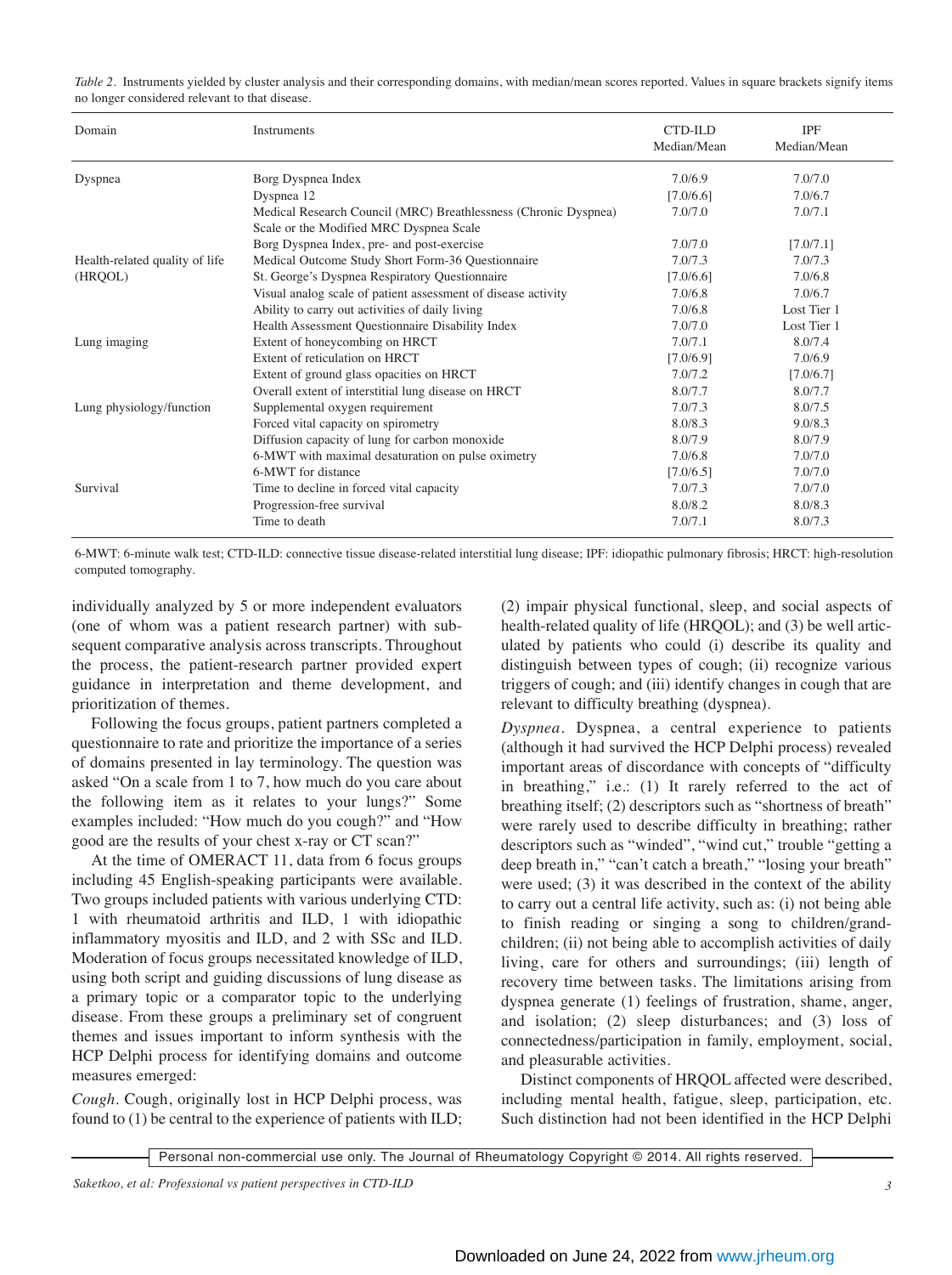*Table 2*. Instruments yielded by cluster analysis and their corresponding domains, with median/mean scores reported. Values in square brackets signify items no longer considered relevant to that disease.

| Domain | Instruments | CTD-ILD Median/Mean | IPF Median/Mean |
|---|---|---|---|
| Dyspnea | Borg Dyspnea Index | 7.0/6.9 | 7.0/7.0 |
| | Dyspnea 12 | [7.0/6.6] | 7.0/6.7 |
| | Medical Research Council (MRC) Breathlessness (Chronic Dyspnea) Scale or the Modified MRC Dyspnea Scale | 7.0/7.0 | 7.0/7.1 |
| | Borg Dyspnea Index, pre- and post-exercise | 7.0/7.0 | [7.0/7.1] |
| Health-related quality of life (HRQOL) | Medical Outcome Study Short Form-36 Questionnaire | 7.0/7.3 | 7.0/7.3 |
| | St. George's Dyspnea Respiratory Questionnaire | [7.0/6.6] | 7.0/6.8 |
| | Visual analog scale of patient assessment of disease activity | 7.0/6.8 | 7.0/6.7 |
| | Ability to carry out activities of daily living | 7.0/6.8 | Lost Tier 1 |
| | Health Assessment Questionnaire Disability Index | 7.0/7.0 | Lost Tier 1 |
| Lung imaging | Extent of honeycombing on HRCT | 7.0/7.1 | 8.0/7.4 |
| | Extent of reticulation on HRCT | [7.0/6.9] | 7.0/6.9 |
| | Extent of ground glass opacities on HRCT | 7.0/7.2 | [7.0/6.7] |
| | Overall extent of interstitial lung disease on HRCT | 8.0/7.7 | 8.0/7.7 |
| Lung physiology/function | Supplemental oxygen requirement | 7.0/7.3 | 8.0/7.5 |
| | Forced vital capacity on spirometry | 8.0/8.3 | 9.0/8.3 |
| | Diffusion capacity of lung for carbon monoxide | 8.0/7.9 | 8.0/7.9 |
| | 6-MWT with maximal desaturation on pulse oximetry | 7.0/6.8 | 7.0/7.0 |
| | 6-MWT for distance | [7.0/6.5] | 7.0/7.0 |
| Survival | Time to decline in forced vital capacity | 7.0/7.3 | 7.0/7.0 |
| | Progression-free survival | 8.0/8.2 | 8.0/8.3 |
| | Time to death | 7.0/7.1 | 8.0/7.3 |

6-MWT: 6-minute walk test; CTD-ILD: connective tissue disease-related interstitial lung disease; IPF: idiopathic pulmonary fibrosis; HRCT: high-resolution computed tomography.

individually analyzed by 5 or more independent evaluators (one of whom was a patient research partner) with subsequent comparative analysis across transcripts. Throughout the process, the patient-research partner provided expert guidance in interpretation and theme development, and prioritization of themes.

Following the focus groups, patient partners completed a questionnaire to rate and prioritize the importance of a series of domains presented in lay terminology. The question was asked "On a scale from 1 to 7, how much do you care about the following item as it relates to your lungs?" Some examples included: "How much do you cough?" and "How good are the results of your chest x-ray or CT scan?"

At the time of OMERACT 11, data from 6 focus groups including 45 English-speaking participants were available. Two groups included patients with various underlying CTD: 1 with rheumatoid arthritis and ILD, 1 with idiopathic inflammatory myositis and ILD, and 2 with SSc and ILD. Moderation of focus groups necessitated knowledge of ILD, using both script and guiding discussions of lung disease as a primary topic or a comparator topic to the underlying disease. From these groups a preliminary set of congruent themes and issues important to inform synthesis with the HCP Delphi process for identifying domains and outcome measures emerged:

*Cough*. Cough, originally lost in HCP Delphi process, was found to (1) be central to the experience of patients with ILD; (2) impair physical functional, sleep, and social aspects of health-related quality of life (HRQOL); and (3) be well articulated by patients who could (i) describe its quality and distinguish between types of cough; (ii) recognize various triggers of cough; and (iii) identify changes in cough that are relevant to difficulty breathing (dyspnea).

*Dyspnea*. Dyspnea, a central experience to patients (although it had survived the HCP Delphi process) revealed important areas of discordance with concepts of "difficulty in breathing," i.e.: (1) It rarely referred to the act of breathing itself; (2) descriptors such as "shortness of breath" were rarely used to describe difficulty in breathing; rather descriptors such as "winded", "wind cut," trouble "getting a deep breath in," "can't catch a breath," "losing your breath" were used; (3) it was described in the context of the ability to carry out a central life activity, such as: (i) not being able to finish reading or singing a song to children/grandchildren; (ii) not being able to accomplish activities of daily living, care for others and surroundings; (iii) length of recovery time between tasks. The limitations arising from dyspnea generate (1) feelings of frustration, shame, anger, and isolation; (2) sleep disturbances; and (3) loss of connectedness/participation in family, employment, social, and pleasurable activities.

Distinct components of HRQOL affected were described, including mental health, fatigue, sleep, participation, etc. Such distinction had not been identified in the HCP Delphi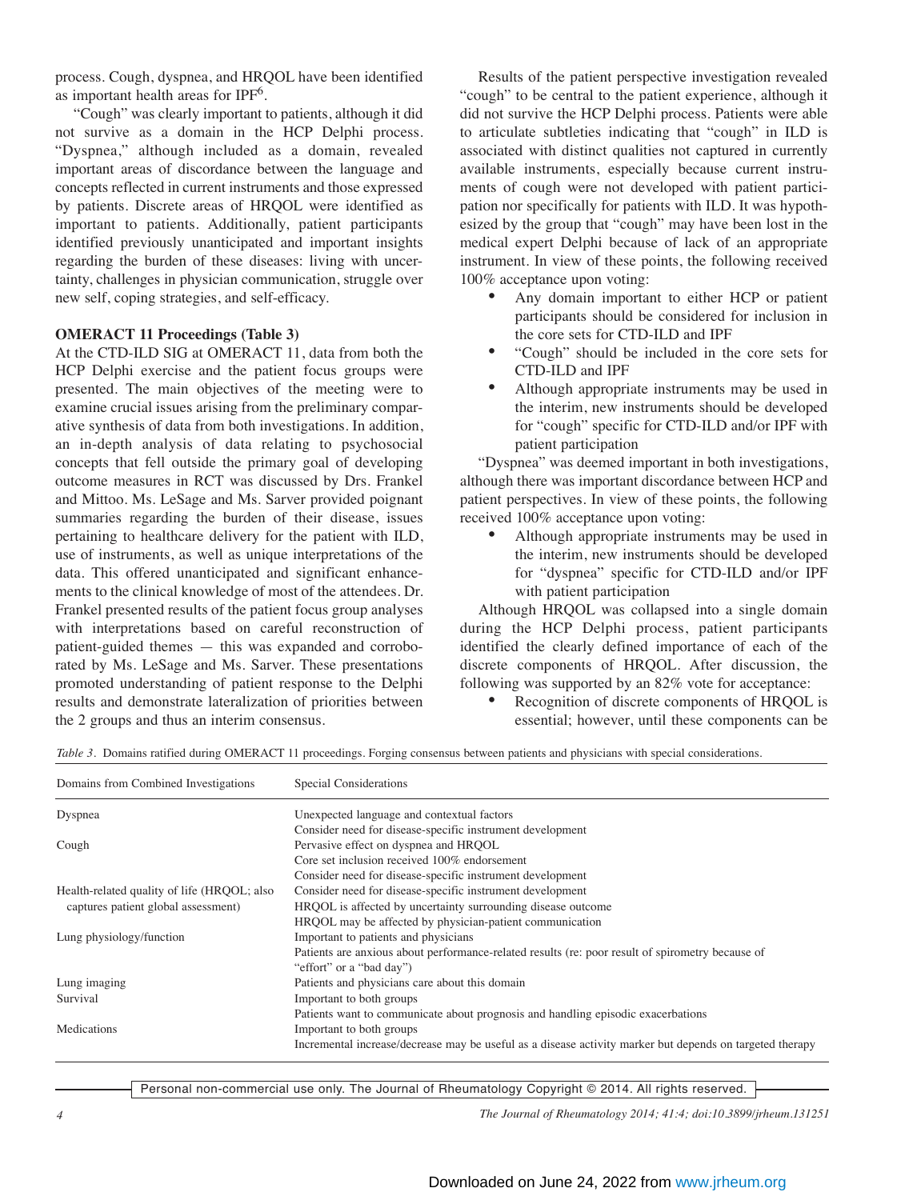process. Cough, dyspnea, and HRQOL have been identified as important health areas for IPF[6].

"Cough" was clearly important to patients, although it did not survive as a domain in the HCP Delphi process. "Dyspnea," although included as a domain, revealed important areas of discordance between the language and concepts reflected in current instruments and those expressed by patients. Discrete areas of HRQOL were identified as important to patients. Additionally, patient participants identified previously unanticipated and important insights regarding the burden of these diseases: living with uncertainty, challenges in physician communication, struggle over new self, coping strategies, and self-efficacy.

**OMERACT 11 Proceedings (Table 3)**

At the CTD-ILD SIG at OMERACT 11, data from both the HCP Delphi exercise and the patient focus groups were presented. The main objectives of the meeting were to examine crucial issues arising from the preliminary comparative synthesis of data from both investigations. In addition, an in-depth analysis of data relating to psychosocial concepts that fell outside the primary goal of developing outcome measures in RCT was discussed by Drs. Frankel and Mittoo. Ms. LeSage and Ms. Sarver provided poignant summaries regarding the burden of their disease, issues pertaining to healthcare delivery for the patient with ILD, use of instruments, as well as unique interpretations of the data. This offered unanticipated and significant enhancements to the clinical knowledge of most of the attendees. Dr. Frankel presented results of the patient focus group analyses with interpretations based on careful reconstruction of patient-guided themes — this was expanded and corroborated by Ms. LeSage and Ms. Sarver. These presentations promoted understanding of patient response to the Delphi results and demonstrate lateralization of priorities between the 2 groups and thus an interim consensus.

Results of the patient perspective investigation revealed "cough" to be central to the patient experience, although it did not survive the HCP Delphi process. Patients were able to articulate subtleties indicating that "cough" in ILD is associated with distinct qualities not captured in currently available instruments, especially because current instruments of cough were not developed with patient participation nor specifically for patients with ILD. It was hypothesized by the group that "cough" may have been lost in the medical expert Delphi because of lack of an appropriate instrument. In view of these points, the following received 100% acceptance upon voting:

- Any domain important to either HCP or patient participants should be considered for inclusion in the core sets for CTD-ILD and IPF
- "Cough" should be included in the core sets for CTD-ILD and IPF
- Although appropriate instruments may be used in the interim, new instruments should be developed for "cough" specific for CTD-ILD and/or IPF with patient participation

"Dyspnea" was deemed important in both investigations, although there was important discordance between HCP and patient perspectives. In view of these points, the following received 100% acceptance upon voting:

- Although appropriate instruments may be used in the interim, new instruments should be developed for "dyspnea" specific for CTD-ILD and/or IPF with patient participation

Although HRQOL was collapsed into a single domain during the HCP Delphi process, patient participants identified the clearly defined importance of each of the discrete components of HRQOL. After discussion, the following was supported by an 82% vote for acceptance:

- Recognition of discrete components of HRQOL is essential; however, until these components can be

*Table 3*. Domains ratified during OMERACT 11 proceedings. Forging consensus between patients and physicians with special considerations.

| Domains from Combined Investigations | Special Considerations |
|---|---|
| Dyspnea | Unexpected language and contextual factors<br>Consider need for disease-specific instrument development |
| Cough | Pervasive effect on dyspnea and HRQOL<br>Core set inclusion received 100% endorsement<br>Consider need for disease-specific instrument development |
| Health-related quality of life (HRQOL; also captures patient global assessment) | Consider need for disease-specific instrument development<br>HRQOL is affected by uncertainty surrounding disease outcome<br>HRQOL may be affected by physician-patient communication |
| Lung physiology/function | Important to patients and physicians<br>Patients are anxious about performance-related results (re: poor result of spirometry because of "effort" or a "bad day") |
| Lung imaging | Patients and physicians care about this domain |
| Survival | Important to both groups<br>Patients want to communicate about prognosis and handling episodic exacerbations |
| Medications | Important to both groups<br>Incremental increase/decrease may be useful as a disease activity marker but depends on targeted therapy |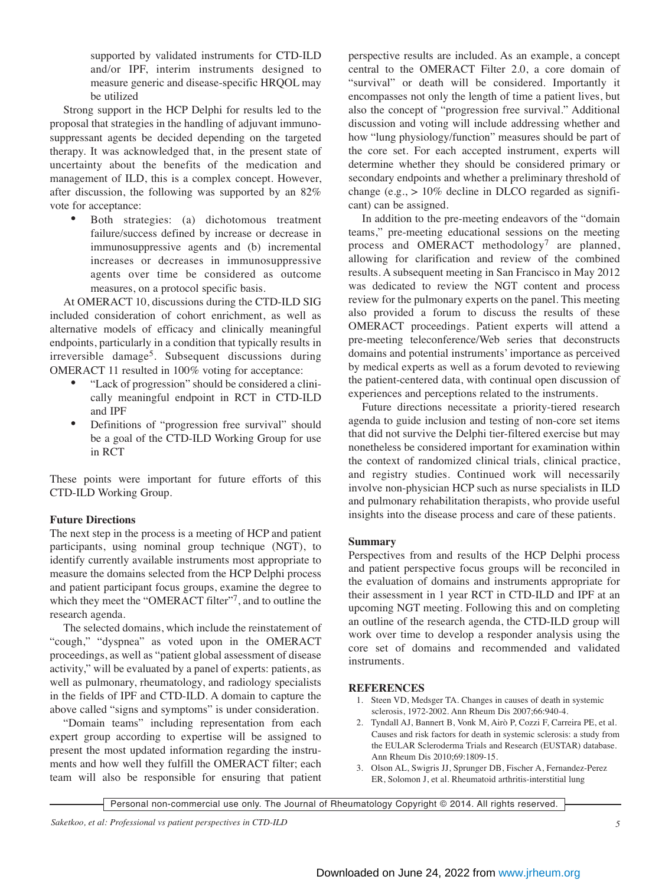supported by validated instruments for CTD-ILD and/or IPF, interim instruments designed to measure generic and disease-specific HRQOL may be utilized

Strong support in the HCP Delphi for results led to the proposal that strategies in the handling of adjuvant immunosuppressant agents be decided depending on the targeted therapy. It was acknowledged that, in the present state of uncertainty about the benefits of the medication and management of ILD, this is a complex concept. However, after discussion, the following was supported by an 82% vote for acceptance:

- Both strategies: (a) dichotomous treatment failure/success defined by increase or decrease in immunosuppressive agents and (b) incremental increases or decreases in immunosuppressive agents over time be considered as outcome measures, on a protocol specific basis.

At OMERACT 10, discussions during the CTD-ILD SIG included consideration of cohort enrichment, as well as alternative models of efficacy and clinically meaningful endpoints, particularly in a condition that typically results in irreversible damage[5]. Subsequent discussions during OMERACT 11 resulted in 100% voting for acceptance:

- "Lack of progression" should be considered a clinically meaningful endpoint in RCT in CTD-ILD and IPF
- Definitions of "progression free survival" should be a goal of the CTD-ILD Working Group for use in RCT

These points were important for future efforts of this CTD-ILD Working Group.

## Future Directions

The next step in the process is a meeting of HCP and patient participants, using nominal group technique (NGT), to identify currently available instruments most appropriate to measure the domains selected from the HCP Delphi process and patient participant focus groups, examine the degree to which they meet the "OMERACT filter"[7], and to outline the research agenda.

The selected domains, which include the reinstatement of "cough," "dyspnea" as voted upon in the OMERACT proceedings, as well as "patient global assessment of disease activity," will be evaluated by a panel of experts: patients, as well as pulmonary, rheumatology, and radiology specialists in the fields of IPF and CTD-ILD. A domain to capture the above called "signs and symptoms" is under consideration.

"Domain teams" including representation from each expert group according to expertise will be assigned to present the most updated information regarding the instruments and how well they fulfill the OMERACT filter; each team will also be responsible for ensuring that patient perspective results are included. As an example, a concept central to the OMERACT Filter 2.0, a core domain of "survival" or death will be considered. Importantly it encompasses not only the length of time a patient lives, but also the concept of "progression free survival." Additional discussion and voting will include addressing whether and how "lung physiology/function" measures should be part of the core set. For each accepted instrument, experts will determine whether they should be considered primary or secondary endpoints and whether a preliminary threshold of change (e.g., > 10% decline in DLCO regarded as significant) can be assigned.

In addition to the pre-meeting endeavors of the "domain teams," pre-meeting educational sessions on the meeting process and OMERACT methodology[7] are planned, allowing for clarification and review of the combined results. A subsequent meeting in San Francisco in May 2012 was dedicated to review the NGT content and process review for the pulmonary experts on the panel. This meeting also provided a forum to discuss the results of these OMERACT proceedings. Patient experts will attend a pre-meeting teleconference/Web series that deconstructs domains and potential instruments' importance as perceived by medical experts as well as a forum devoted to reviewing the patient-centered data, with continual open discussion of experiences and perceptions related to the instruments.

Future directions necessitate a priority-tiered research agenda to guide inclusion and testing of non-core set items that did not survive the Delphi tier-filtered exercise but may nonetheless be considered important for examination within the context of randomized clinical trials, clinical practice, and registry studies. Continued work will necessarily involve non-physician HCP such as nurse specialists in ILD and pulmonary rehabilitation therapists, who provide useful insights into the disease process and care of these patients.

## Summary

Perspectives from and results of the HCP Delphi process and patient perspective focus groups will be reconciled in the evaluation of domains and instruments appropriate for their assessment in 1 year RCT in CTD-ILD and IPF at an upcoming NGT meeting. Following this and on completing an outline of the research agenda, the CTD-ILD group will work over time to develop a responder analysis using the core set of domains and recommended and validated instruments.

## REFERENCES

1. Steen VD, Medsger TA. Changes in causes of death in systemic sclerosis, 1972-2002. Ann Rheum Dis 2007;66:940-4.
2. Tyndall AJ, Bannert B, Vonk M, Airò P, Cozzi F, Carreira PE, et al. Causes and risk factors for death in systemic sclerosis: a study from the EULAR Scleroderma Trials and Research (EUSTAR) database. Ann Rheum Dis 2010;69:1809-15.
3. Olson AL, Swigris JJ, Sprunger DB, Fischer A, Fernandez-Perez ER, Solomon J, et al. Rheumatoid arthritis-interstitial lung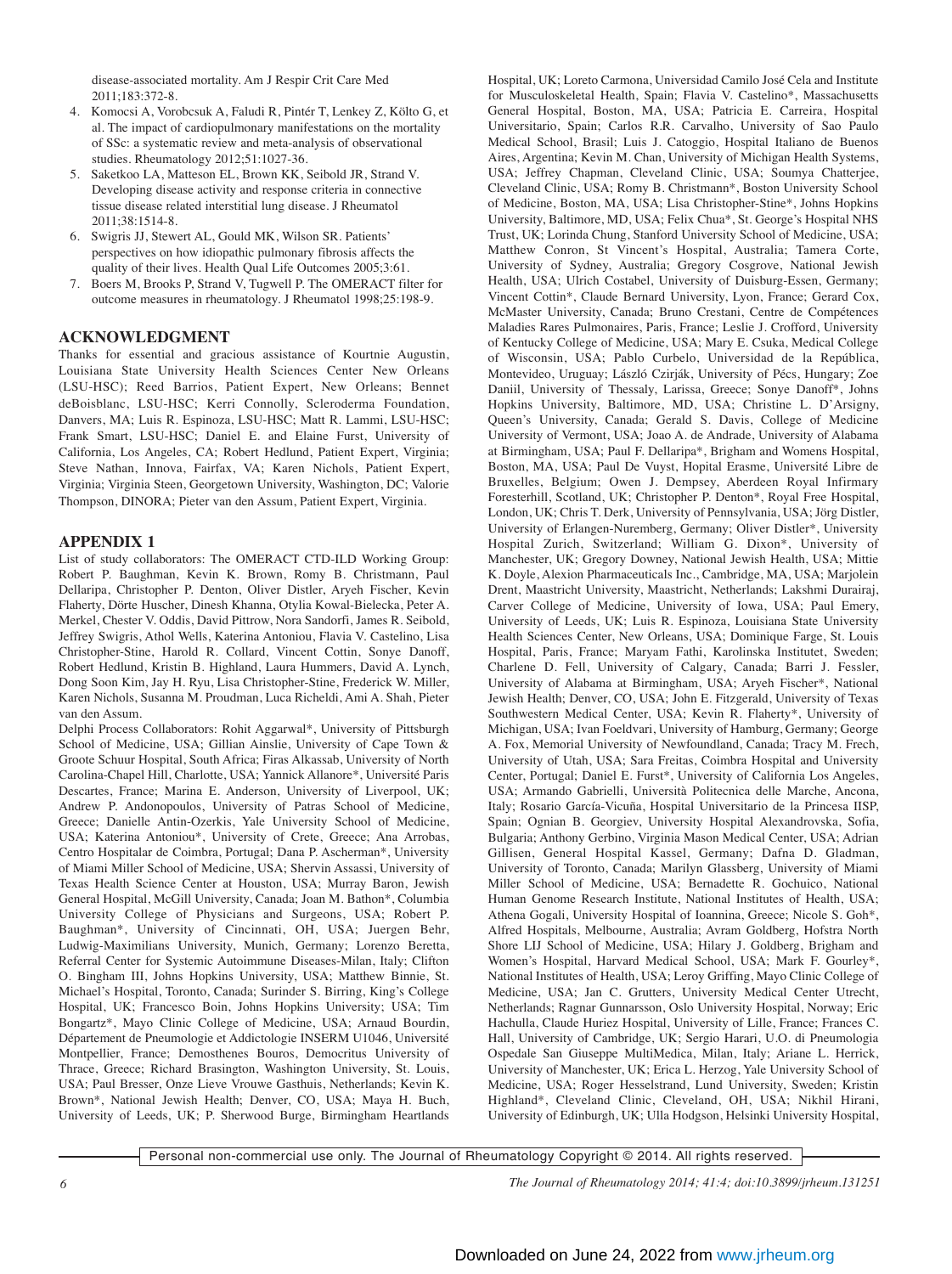disease-associated mortality. Am J Respir Crit Care Med 2011;183:372-8.

4. Komocsi A, Vorobcsuk A, Faludi R, Pintér T, Lenkey Z, Költo G, et al. The impact of cardiopulmonary manifestations on the mortality of SSc: a systematic review and meta-analysis of observational studies. Rheumatology 2012;51:1027-36.
5. Saketkoo LA, Matteson EL, Brown KK, Seibold JR, Strand V. Developing disease activity and response criteria in connective tissue disease related interstitial lung disease. J Rheumatol 2011;38:1514-8.
6. Swigris JJ, Stewert AL, Gould MK, Wilson SR. Patients' perspectives on how idiopathic pulmonary fibrosis affects the quality of their lives. Health Qual Life Outcomes 2005;3:61.
7. Boers M, Brooks P, Strand V, Tugwell P. The OMERACT filter for outcome measures in rheumatology. J Rheumatol 1998;25:198-9.

## ACKNOWLEDGMENT

Thanks for essential and gracious assistance of Kourtnie Augustin, Louisiana State University Health Sciences Center New Orleans (LSU-HSC); Reed Barrios, Patient Expert, New Orleans; Bennet deBoisblanc, LSU-HSC; Kerri Connolly, Scleroderma Foundation, Danvers, MA; Luis R. Espinoza, LSU-HSC; Matt R. Lammi, LSU-HSC; Frank Smart, LSU-HSC; Daniel E. and Elaine Furst, University of California, Los Angeles, CA; Robert Hedlund, Patient Expert, Virginia; Steve Nathan, Innova, Fairfax, VA; Karen Nichols, Patient Expert, Virginia; Virginia Steen, Georgetown University, Washington, DC; Valorie Thompson, DINORA; Pieter van den Assum, Patient Expert, Virginia.

## APPENDIX 1

List of study collaborators: The OMERACT CTD-ILD Working Group: Robert P. Baughman, Kevin K. Brown, Romy B. Christmann, Paul Dellaripa, Christopher P. Denton, Oliver Distler, Aryeh Fischer, Kevin Flaherty, Dörte Huscher, Dinesh Khanna, Otylia Kowal-Bielecka, Peter A. Merkel, Chester V. Oddis, David Pittrow, Nora Sandorfi, James R. Seibold, Jeffrey Swigris, Athol Wells, Katerina Antoniou, Flavia V. Castelino, Lisa Christopher-Stine, Harold R. Collard, Vincent Cottin, Sonye Danoff, Robert Hedlund, Kristin B. Highland, Laura Hummers, David A. Lynch, Dong Soon Kim, Jay H. Ryu, Lisa Christopher-Stine, Frederick W. Miller, Karen Nichols, Susanna M. Proudman, Luca Richeldi, Ami A. Shah, Pieter van den Assum.

Delphi Process Collaborators: Rohit Aggarwal*, University of Pittsburgh School of Medicine, USA; Gillian Ainslie, University of Cape Town & Groote Schuur Hospital, South Africa; Firas Alkassab, University of North Carolina-Chapel Hill, Charlotte, USA; Yannick Allanore*, Université Paris Descartes, France; Marina E. Anderson, University of Liverpool, UK; Andrew P. Andonopoulos, University of Patras School of Medicine, Greece; Danielle Antin-Ozerkis, Yale University School of Medicine, USA; Katerina Antoniou*, University of Crete, Greece; Ana Arrobas, Centro Hospitalar de Coimbra, Portugal; Dana P. Ascherman*, University of Miami Miller School of Medicine, USA; Shervin Assassi, University of Texas Health Science Center at Houston, USA; Murray Baron, Jewish General Hospital, McGill University, Canada; Joan M. Bathon*, Columbia University College of Physicians and Surgeons, USA; Robert P. Baughman*, University of Cincinnati, OH, USA; Juergen Behr, Ludwig-Maximilians University, Munich, Germany; Lorenzo Beretta, Referral Center for Systemic Autoimmune Diseases-Milan, Italy; Clifton O. Bingham III, Johns Hopkins University, USA; Matthew Binnie, St. Michael's Hospital, Toronto, Canada; Surinder S. Birring, King's College Hospital, UK; Francesco Boin, Johns Hopkins University; USA; Tim Bongartz*, Mayo Clinic College of Medicine, USA; Arnaud Bourdin, Département de Pneumologie et Addictologie INSERM U1046, Université Montpellier, France; Demosthenes Bouros, Democritus University of Thrace, Greece; Richard Brasington, Washington University, St. Louis, USA; Paul Bresser, Onze Lieve Vrouwe Gasthuis, Netherlands; Kevin K. Brown*, National Jewish Health; Denver, CO, USA; Maya H. Buch, University of Leeds, UK; P. Sherwood Burge, Birmingham Heartlands Hospital, UK; Loreto Carmona, Universidad Camilo José Cela and Institute for Musculoskeletal Health, Spain; Flavia V. Castelino*, Massachusetts General Hospital, Boston, MA, USA; Patricia E. Carreira, Hospital Universitario, Spain; Carlos R.R. Carvalho, University of Sao Paulo Medical School, Brasil; Luis J. Catoggio, Hospital Italiano de Buenos Aires, Argentina; Kevin M. Chan, University of Michigan Health Systems, USA; Jeffrey Chapman, Cleveland Clinic, USA; Soumya Chatterjee, Cleveland Clinic, USA; Romy B. Christmann*, Boston University School of Medicine, Boston, MA, USA; Lisa Christopher-Stine*, Johns Hopkins University, Baltimore, MD, USA; Felix Chua*, St. George's Hospital NHS Trust, UK; Lorinda Chung, Stanford University School of Medicine, USA; Matthew Conron, St Vincent's Hospital, Australia; Tamera Corte, University of Sydney, Australia; Gregory Cosgrove, National Jewish Health, USA; Ulrich Costabel, University of Duisburg-Essen, Germany; Vincent Cottin*, Claude Bernard University, Lyon, France; Gerard Cox, McMaster University, Canada; Bruno Crestani, Centre de Compétences Maladies Rares Pulmonaires, Paris, France; Leslie J. Crofford, University of Kentucky College of Medicine, USA; Mary E. Csuka, Medical College of Wisconsin, USA; Pablo Curbelo, Universidad de la República, Montevideo, Uruguay; László Czirják, University of Pécs, Hungary; Zoe Daniil, University of Thessaly, Larissa, Greece; Sonye Danoff*, Johns Hopkins University, Baltimore, MD, USA; Christine L. D'Arsigny, Queen's University, Canada; Gerald S. Davis, College of Medicine University of Vermont, USA; Joao A. de Andrade, University of Alabama at Birmingham, USA; Paul F. Dellaripa*, Brigham and Womens Hospital, Boston, MA, USA; Paul De Vuyst, Hopital Erasme, Université Libre de Bruxelles, Belgium; Owen J. Dempsey, Aberdeen Royal Infirmary Foresterhill, Scotland, UK; Christopher P. Denton*, Royal Free Hospital, London, UK; Chris T. Derk, University of Pennsylvania, USA; Jörg Distler, University of Erlangen-Nuremberg, Germany; Oliver Distler*, University Hospital Zurich, Switzerland; William G. Dixon*, University of Manchester, UK; Gregory Downey, National Jewish Health, USA; Mittie K. Doyle, Alexion Pharmaceuticals Inc., Cambridge, MA, USA; Marjolein Drent, Maastricht University, Maastricht, Netherlands; Lakshmi Durairaj, Carver College of Medicine, University of Iowa, USA; Paul Emery, University of Leeds, UK; Luis R. Espinoza, Louisiana State University Health Sciences Center, New Orleans, USA; Dominique Farge, St. Louis Hospital, Paris, France; Maryam Fathi, Karolinska Institutet, Sweden; Charlene D. Fell, University of Calgary, Canada; Barri J. Fessler, University of Alabama at Birmingham, USA; Aryeh Fischer*, National Jewish Health; Denver, CO, USA; John E. Fitzgerald, University of Texas Southwestern Medical Center, USA; Kevin R. Flaherty*, University of Michigan, USA; Ivan Foeldvari, University of Hamburg, Germany; George A. Fox, Memorial University of Newfoundland, Canada; Tracy M. Frech, University of Utah, USA; Sara Freitas, Coimbra Hospital and University Center, Portugal; Daniel E. Furst*, University of California Los Angeles, USA; Armando Gabrielli, Università Politecnica delle Marche, Ancona, Italy; Rosario García-Vicuña, Hospital Universitario de la Princesa IISP, Spain; Ognian B. Georgiev, University Hospital Alexandrovska, Sofia, Bulgaria; Anthony Gerbino, Virginia Mason Medical Center, USA; Adrian Gillisen, General Hospital Kassel, Germany; Dafna D. Gladman, University of Toronto, Canada; Marilyn Glassberg, University of Miami Miller School of Medicine, USA; Bernadette R. Gochuico, National Human Genome Research Institute, National Institutes of Health, USA; Athena Gogali, University Hospital of Ioannina, Greece; Nicole S. Goh*, Alfred Hospitals, Melbourne, Australia; Avram Goldberg, Hofstra North Shore LIJ School of Medicine, USA; Hilary J. Goldberg, Brigham and Women's Hospital, Harvard Medical School, USA; Mark F. Gourley*, National Institutes of Health, USA; Leroy Griffing, Mayo Clinic College of Medicine, USA; Jan C. Grutters, University Medical Center Utrecht, Netherlands; Ragnar Gunnarsson, Oslo University Hospital, Norway; Eric Hachulla, Claude Huriez Hospital, University of Lille, France; Frances C. Hall, University of Cambridge, UK; Sergio Harari, U.O. di Pneumologia Ospedale San Giuseppe MultiMedica, Milan, Italy; Ariane L. Herrick, University of Manchester, UK; Erica L. Herzog, Yale University School of Medicine, USA; Roger Hesselstrand, Lund University, Sweden; Kristin Highland*, Cleveland Clinic, Cleveland, OH, USA; Nikhil Hirani, University of Edinburgh, UK; Ulla Hodgson, Helsinki University Hospital,